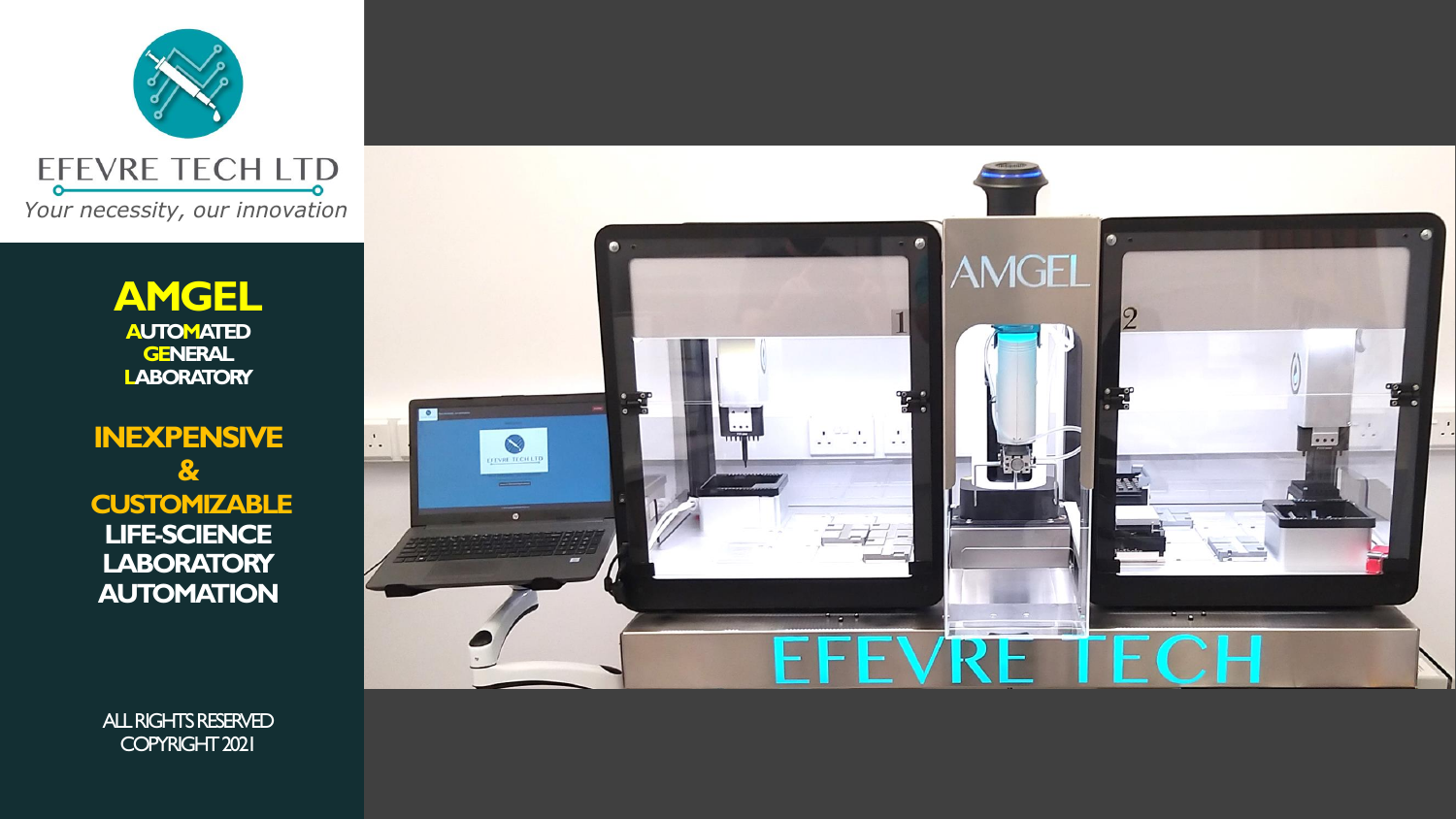EFEVRE TECH LTD

*Your necessity, our innovation*

# AMGEL

**AUTOMATED GENERAL LABORATORY**

**INEXPENSIVE & CUSTOMIZABLE LIFE-SCIENCE LABORATORY AUTOMATION**

ALL RIGHTS RESERVED
COPYRIGHT 2021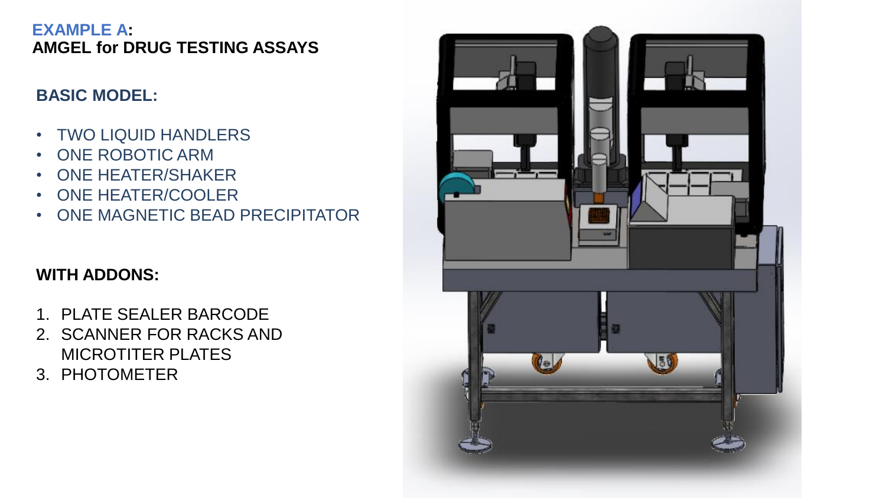## EXAMPLE A:
## AMGEL for DRUG TESTING ASSAYS

### BASIC MODEL:

- TWO LIQUID HANDLERS
- ONE ROBOTIC ARM
- ONE HEATER/SHAKER
- ONE HEATER/COOLER
- ONE MAGNETIC BEAD PRECIPITATOR

### WITH ADDONS:

1. PLATE SEALER BARCODE
2. SCANNER FOR RACKS AND MICROTITER PLATES
3. PHOTOMETER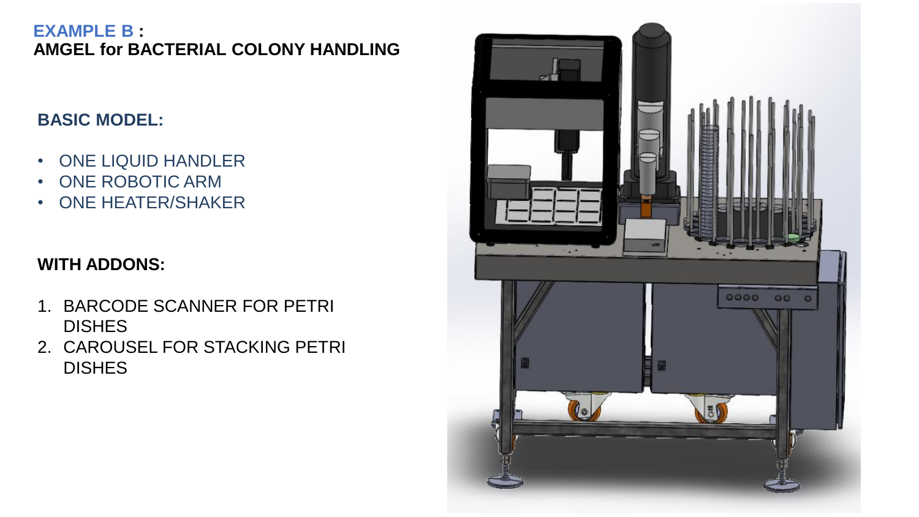**EXAMPLE B :**
**AMGEL for BACTERIAL COLONY HANDLING**

## BASIC MODEL:

- ONE LIQUID HANDLER
- ONE ROBOTIC ARM
- ONE HEATER/SHAKER

## WITH ADDONS:

1. BARCODE SCANNER FOR PETRI DISHES
2. CAROUSEL FOR STACKING PETRI DISHES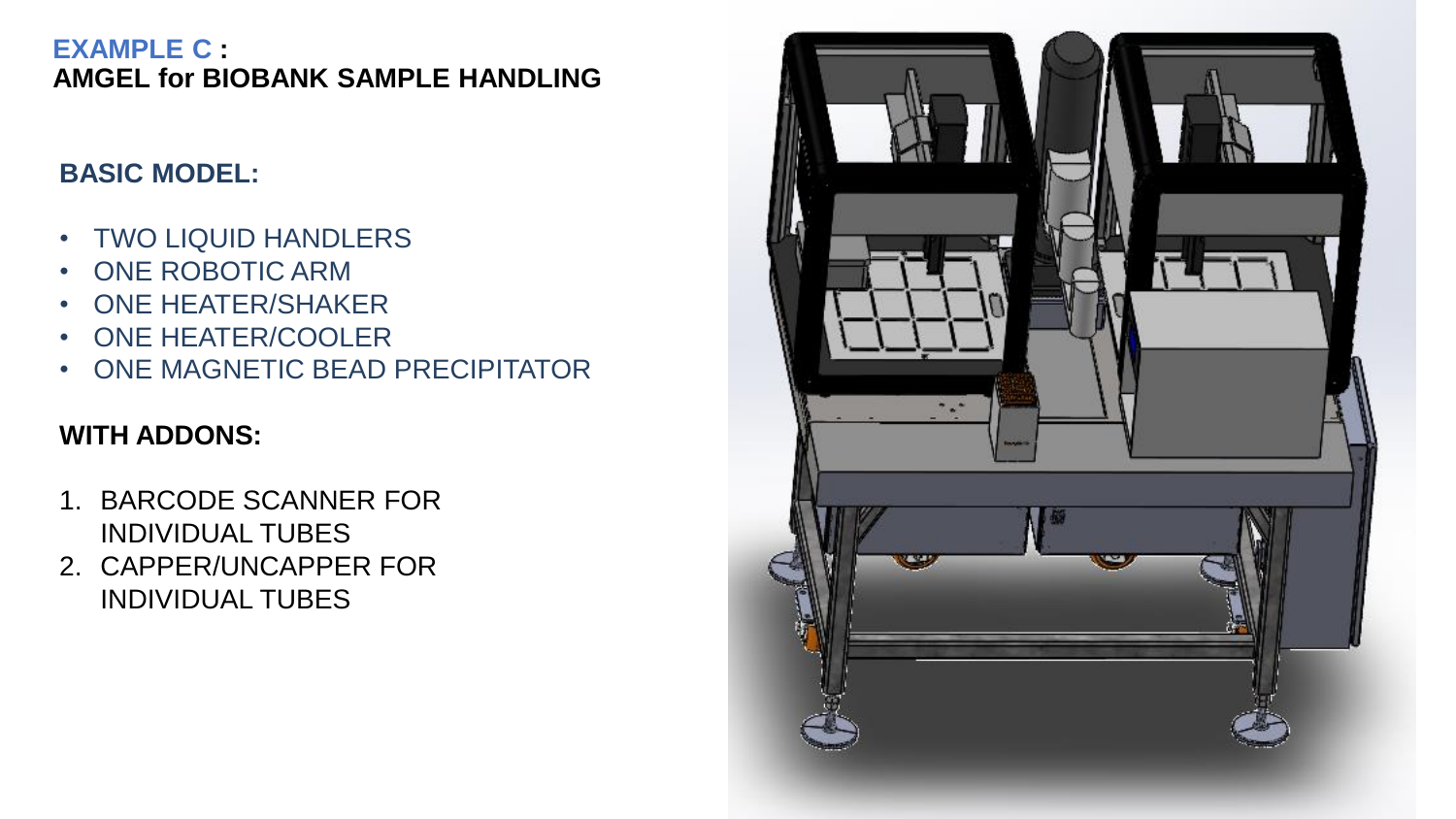## EXAMPLE C :
## AMGEL for BIOBANK SAMPLE HANDLING

### BASIC MODEL:

- TWO LIQUID HANDLERS
- ONE ROBOTIC ARM
- ONE HEATER/SHAKER
- ONE HEATER/COOLER
- ONE MAGNETIC BEAD PRECIPITATOR

### WITH ADDONS:

1. BARCODE SCANNER FOR INDIVIDUAL TUBES
2. CAPPER/UNCAPPER FOR INDIVIDUAL TUBES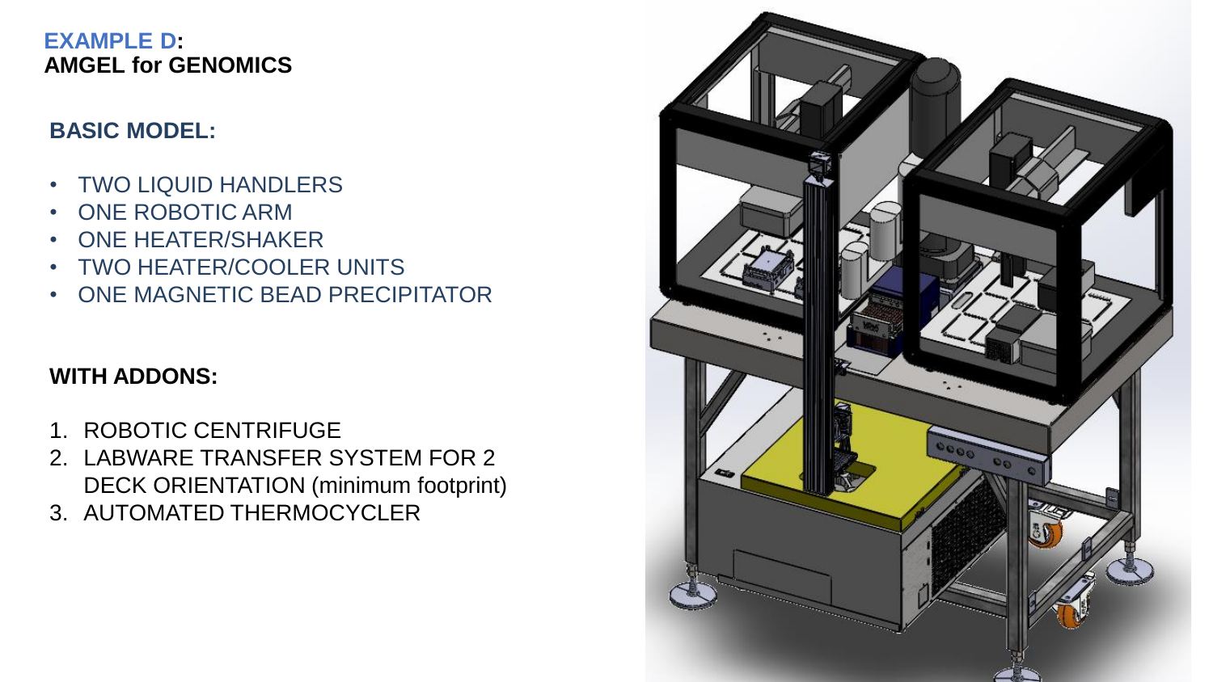# EXAMPLE D: AMGEL for GENOMICS

## BASIC MODEL:

- TWO LIQUID HANDLERS
- ONE ROBOTIC ARM
- ONE HEATER/SHAKER
- TWO HEATER/COOLER UNITS
- ONE MAGNETIC BEAD PRECIPITATOR

## WITH ADDONS:

1. ROBOTIC CENTRIFUGE
2. LABWARE TRANSFER SYSTEM FOR 2 DECK ORIENTATION (minimum footprint)
3. AUTOMATED THERMOCYCLER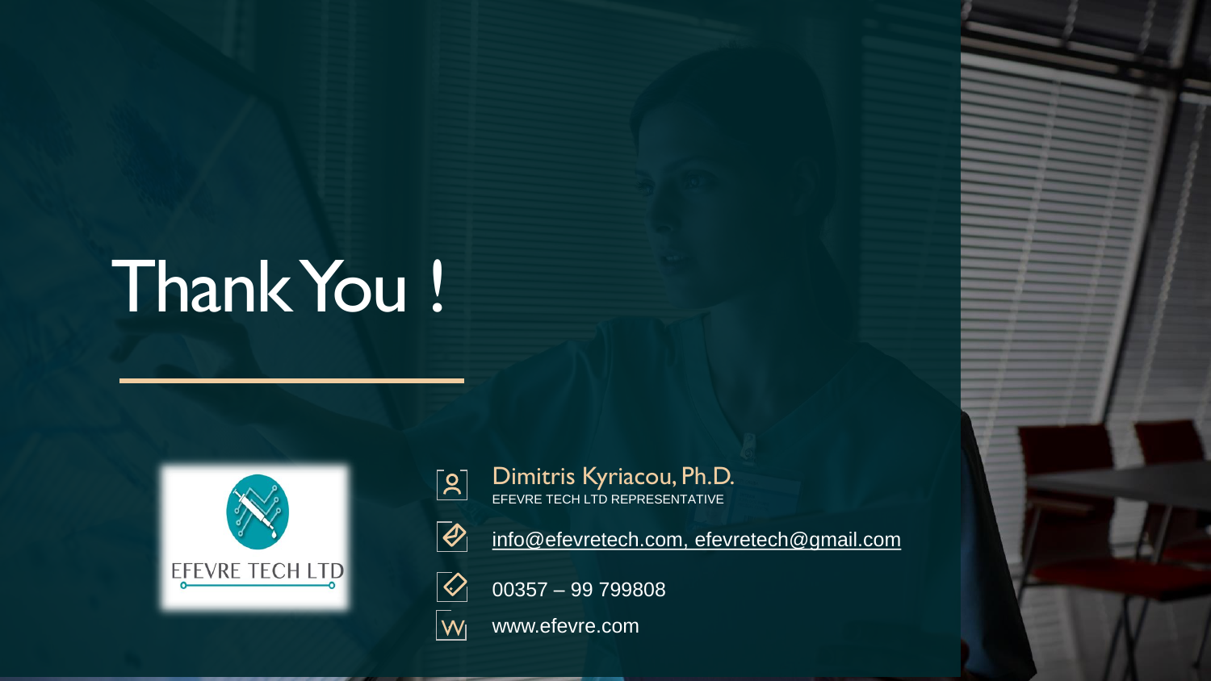# Thank You !

EFEVRE TECH LTD

Dimitris Kyriacou, Ph.D.
EFEVRE TECH LTD REPRESENTATIVE

info@efevretech.com, efevretech@gmail.com

00357 – 99 799808

www.efevre.com